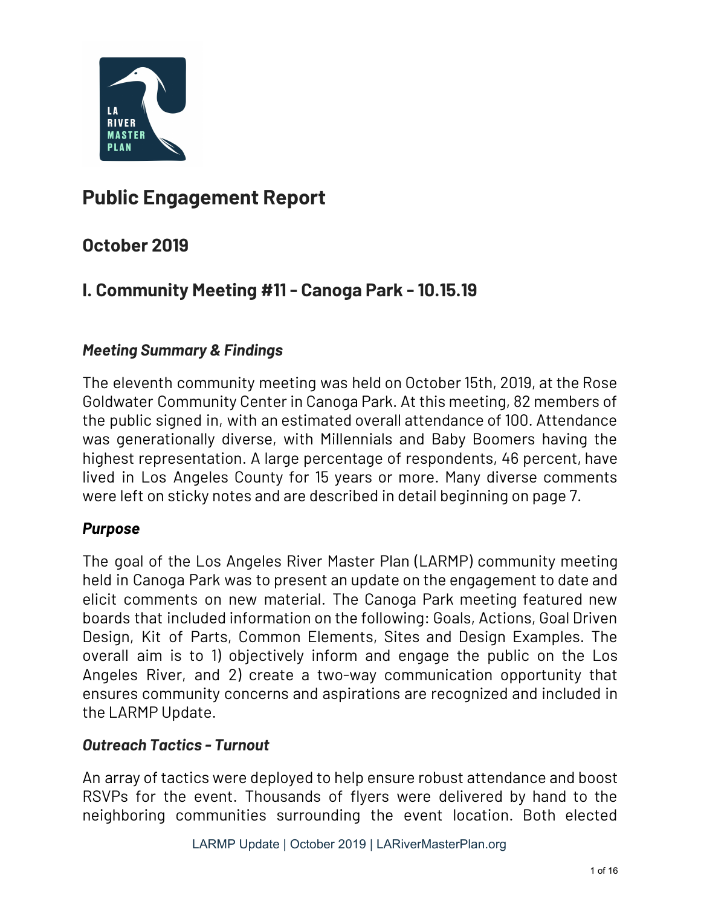# Public Engagement Report

## October 2019

## I. Community Meeting #11 - Canoga Park - 10.15.19

### *Meeting Summary & Findings*

The eleventh community meeting was held on October 15th, 2019, at the Rose Goldwater Community Center in Canoga Park. At this meeting, 82 members of the public signed in, with an estimated overall attendance of 100. Attendance was generationally diverse, with Millennials and Baby Boomers having the highest representation. A large percentage of respondents, 46 percent, have lived in Los Angeles County for 15 years or more. Many diverse comments were left on sticky notes and are described in detail beginning on page 7.

### *Purpose*

The goal of the Los Angeles River Master Plan (LARMP) community meeting held in Canoga Park was to present an update on the engagement to date and elicit comments on new material. The Canoga Park meeting featured new boards that included information on the following: Goals, Actions, Goal Driven Design, Kit of Parts, Common Elements, Sites and Design Examples. The overall aim is to 1) objectively inform and engage the public on the Los Angeles River, and 2) create a two-way communication opportunity that ensures community concerns and aspirations are recognized and included in the LARMP Update.

### *Outreach Tactics - Turnout*

An array of tactics were deployed to help ensure robust attendance and boost RSVPs for the event. Thousands of flyers were delivered by hand to the neighboring communities surrounding the event location. Both elected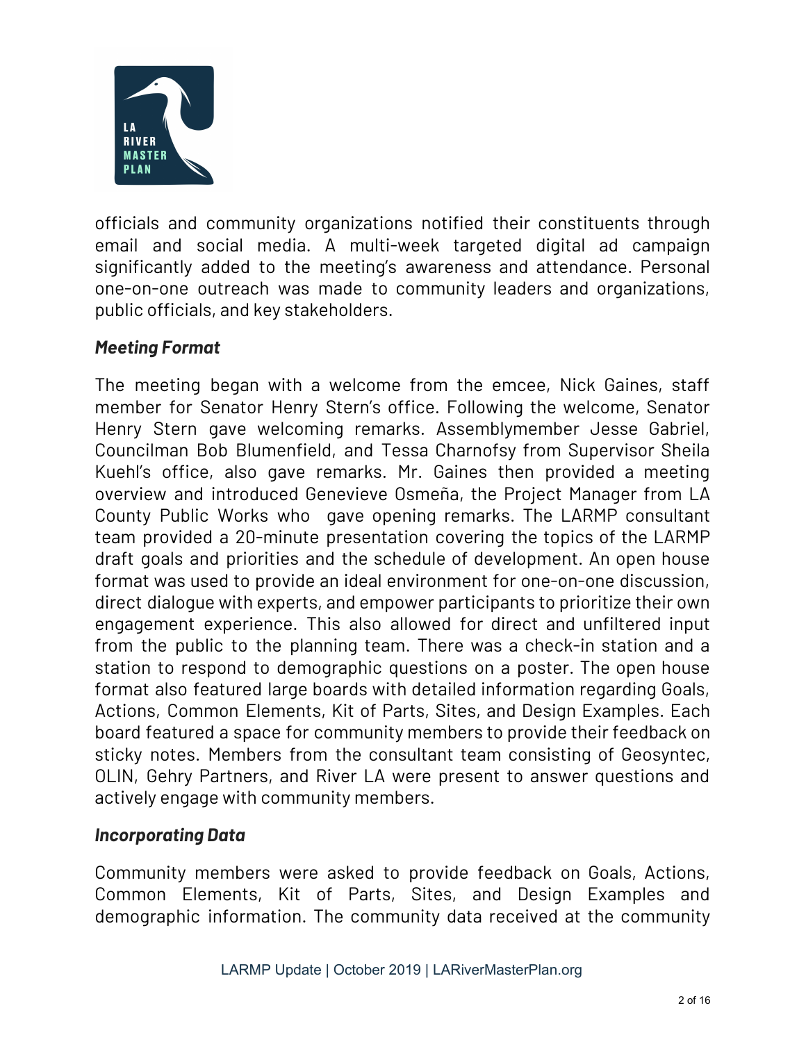officials and community organizations notified their constituents through email and social media. A multi-week targeted digital ad campaign significantly added to the meeting's awareness and attendance. Personal one-on-one outreach was made to community leaders and organizations, public officials, and key stakeholders.

### *Meeting Format*

The meeting began with a welcome from the emcee, Nick Gaines, staff member for Senator Henry Stern's office. Following the welcome, Senator Henry Stern gave welcoming remarks. Assemblymember Jesse Gabriel, Councilman Bob Blumenfield, and Tessa Charnofsy from Supervisor Sheila Kuehl's office, also gave remarks. Mr. Gaines then provided a meeting overview and introduced Genevieve Osmeña, the Project Manager from LA County Public Works who gave opening remarks. The LARMP consultant team provided a 20-minute presentation covering the topics of the LARMP draft goals and priorities and the schedule of development. An open house format was used to provide an ideal environment for one-on-one discussion, direct dialogue with experts, and empower participants to prioritize their own engagement experience. This also allowed for direct and unfiltered input from the public to the planning team. There was a check-in station and a station to respond to demographic questions on a poster. The open house format also featured large boards with detailed information regarding Goals, Actions, Common Elements, Kit of Parts, Sites, and Design Examples. Each board featured a space for community members to provide their feedback on sticky notes. Members from the consultant team consisting of Geosyntec, OLIN, Gehry Partners, and River LA were present to answer questions and actively engage with community members.

### *Incorporating Data*

Community members were asked to provide feedback on Goals, Actions, Common Elements, Kit of Parts, Sites, and Design Examples and demographic information. The community data received at the community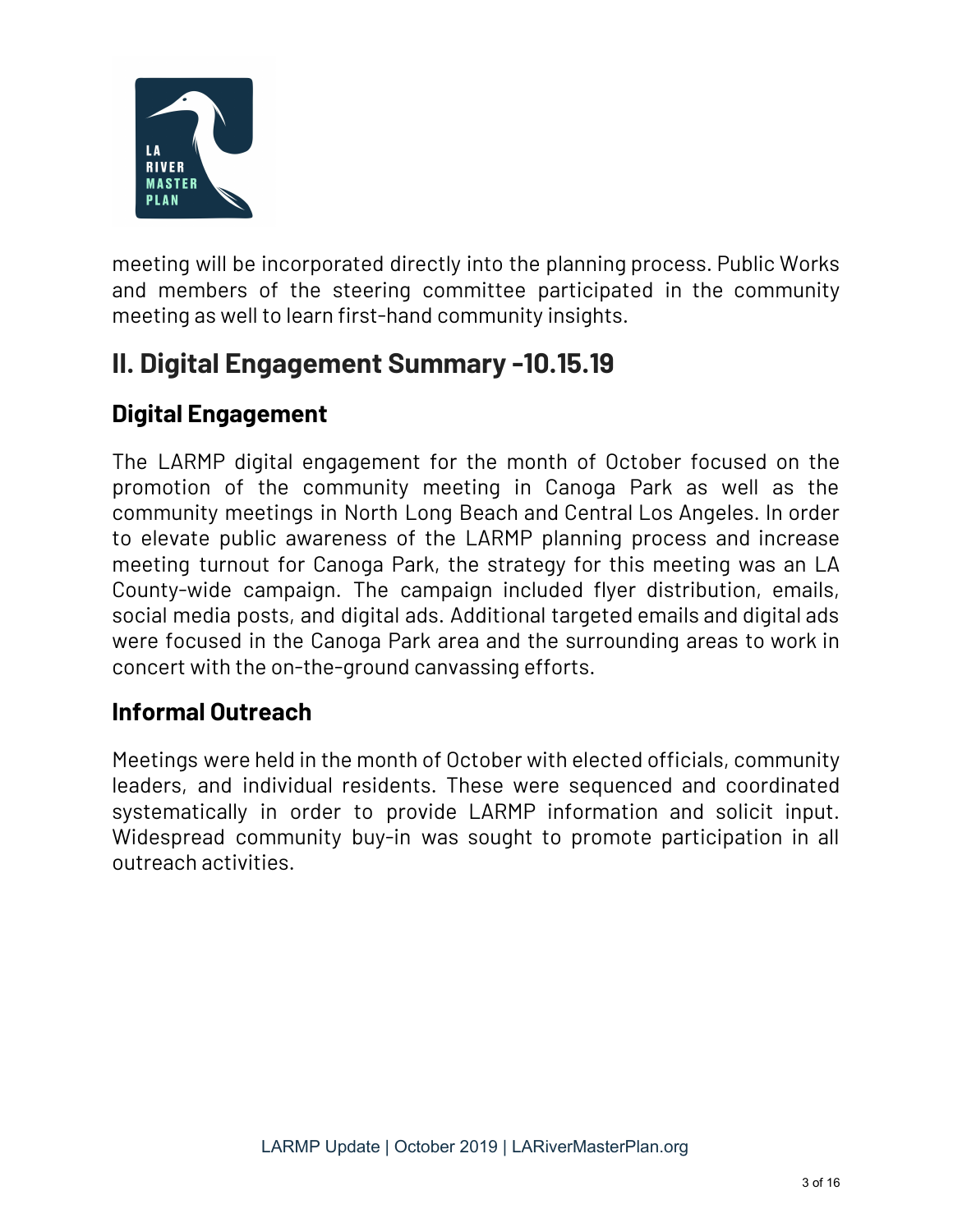meeting will be incorporated directly into the planning process. Public Works and members of the steering committee participated in the community meeting as well to learn first-hand community insights.

## II. Digital Engagement Summary -10.15.19

### Digital Engagement

The LARMP digital engagement for the month of October focused on the promotion of the community meeting in Canoga Park as well as the community meetings in North Long Beach and Central Los Angeles. In order to elevate public awareness of the LARMP planning process and increase meeting turnout for Canoga Park, the strategy for this meeting was an LA County-wide campaign. The campaign included flyer distribution, emails, social media posts, and digital ads. Additional targeted emails and digital ads were focused in the Canoga Park area and the surrounding areas to work in concert with the on-the-ground canvassing efforts.

### Informal Outreach

Meetings were held in the month of October with elected officials, community leaders, and individual residents. These were sequenced and coordinated systematically in order to provide LARMP information and solicit input. Widespread community buy-in was sought to promote participation in all outreach activities.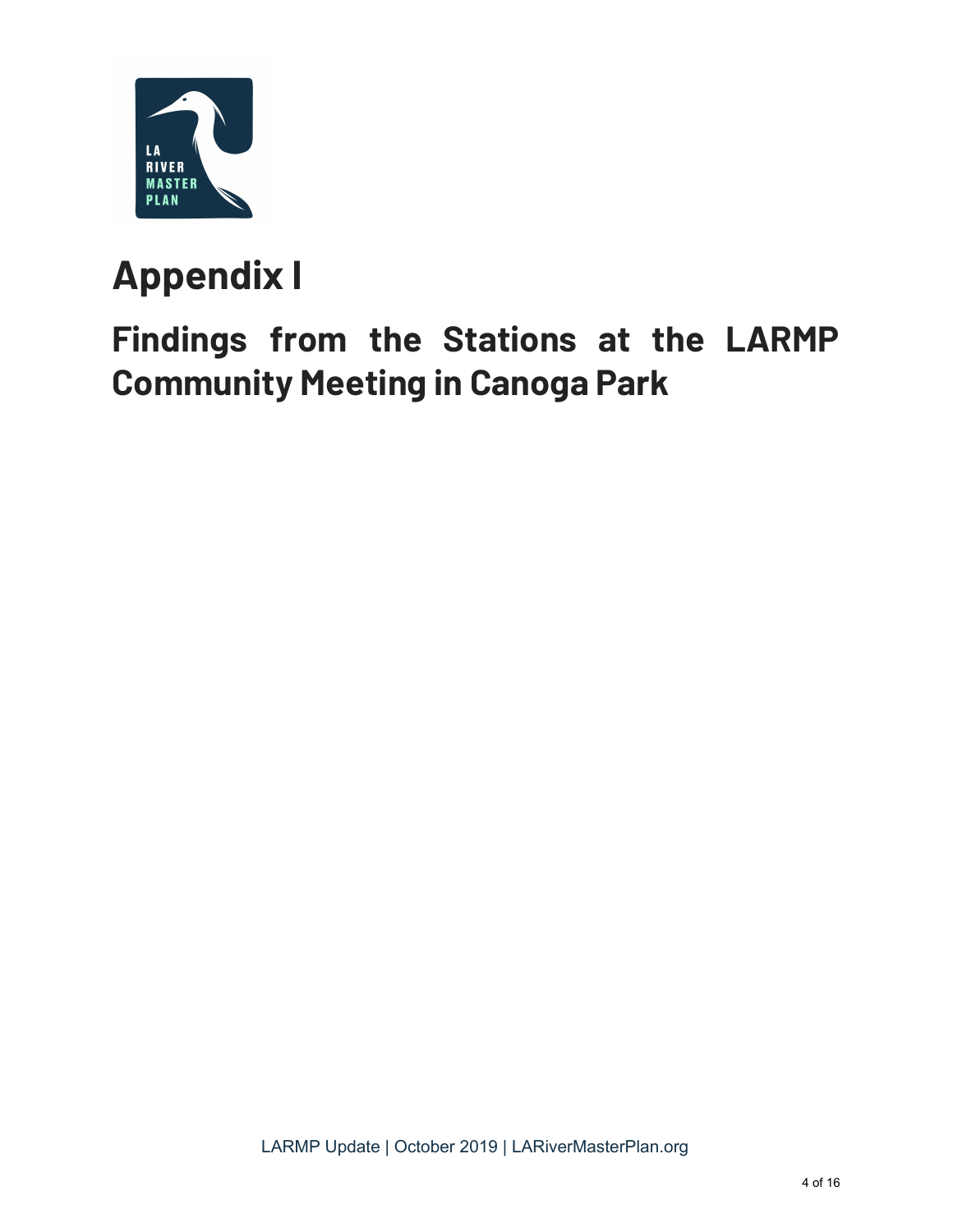# Appendix I

## Findings from the Stations at the LARMP Community Meeting in Canoga Park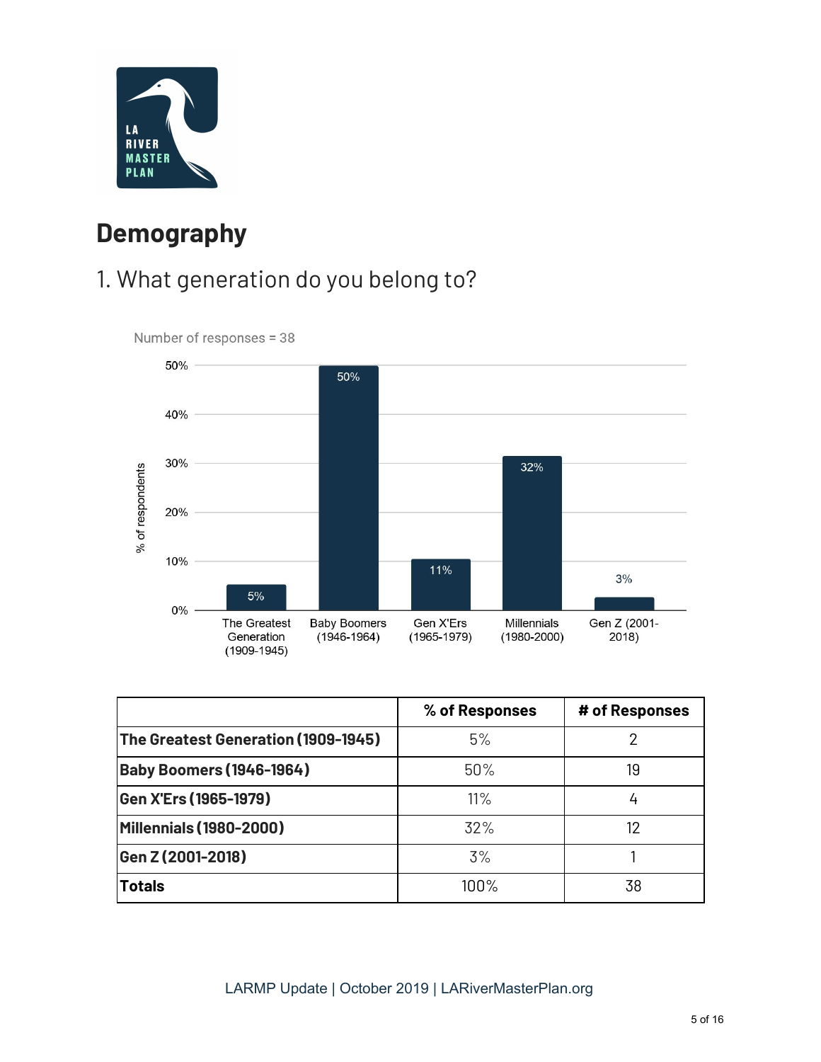# Demography

## 1. What generation do you belong to?

Number of responses = 38

| | % of Responses | # of Responses |
|---|---|---|
| **The Greatest Generation (1909-1945)** | 5% | 2 |
| **Baby Boomers (1946-1964)** | 50% | 19 |
| **Gen X'Ers (1965-1979)** | 11% | 4 |
| **Millennials (1980-2000)** | 32% | 12 |
| **Gen Z (2001-2018)** | 3% | 1 |
| **Totals** | 100% | 38 |

LARMP Update | October 2019 | LARiverMasterPlan.org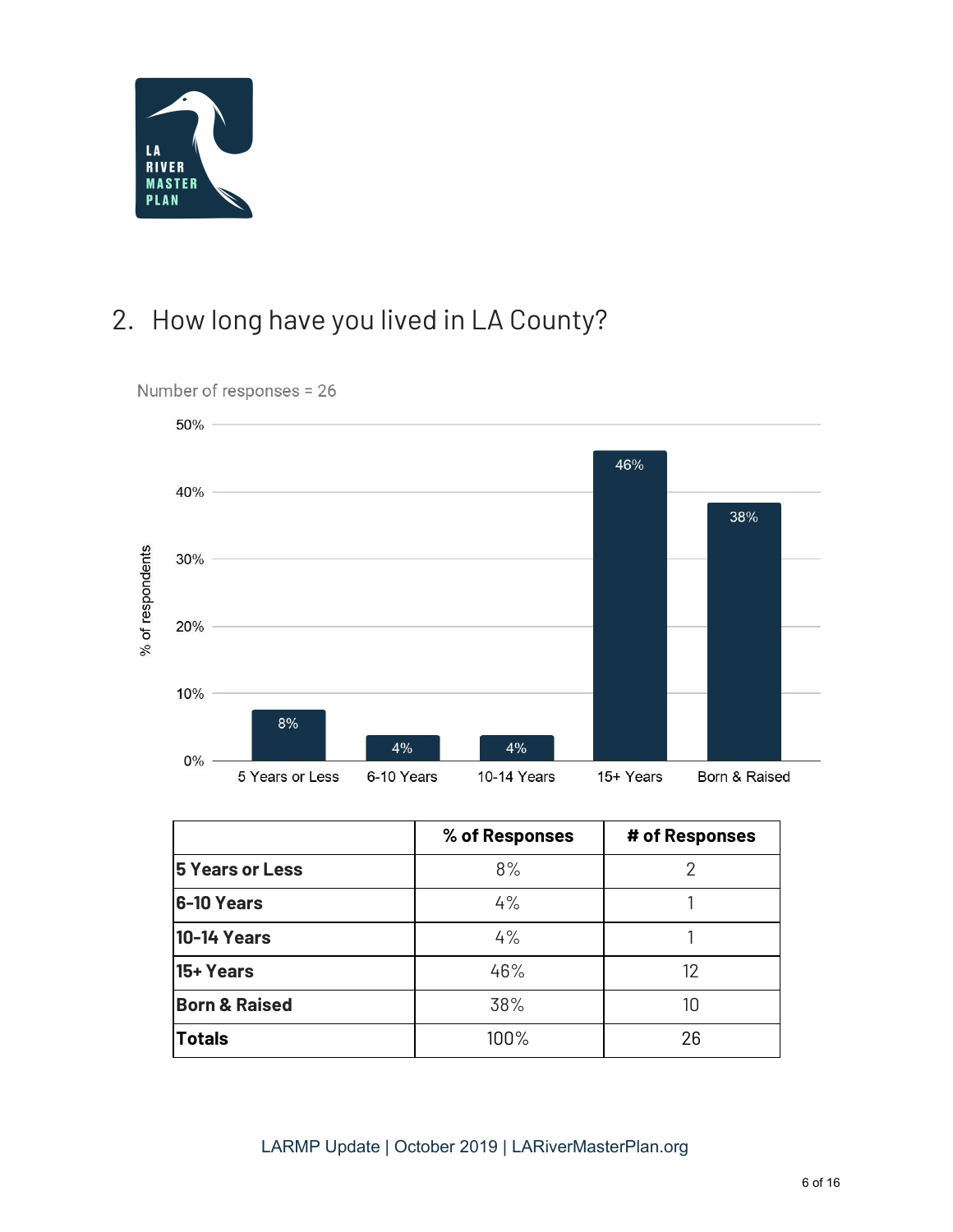## 2. How long have you lived in LA County?

Number of responses = 26

|  | % of Responses | # of Responses |
|---|---|---|
| **5 Years or Less** | 8% | 2 |
| **6-10 Years** | 4% | 1 |
| **10-14 Years** | 4% | 1 |
| **15+ Years** | 46% | 12 |
| **Born & Raised** | 38% | 10 |
| **Totals** | 100% | 26 |

LARMP Update | October 2019 | LARiverMasterPlan.org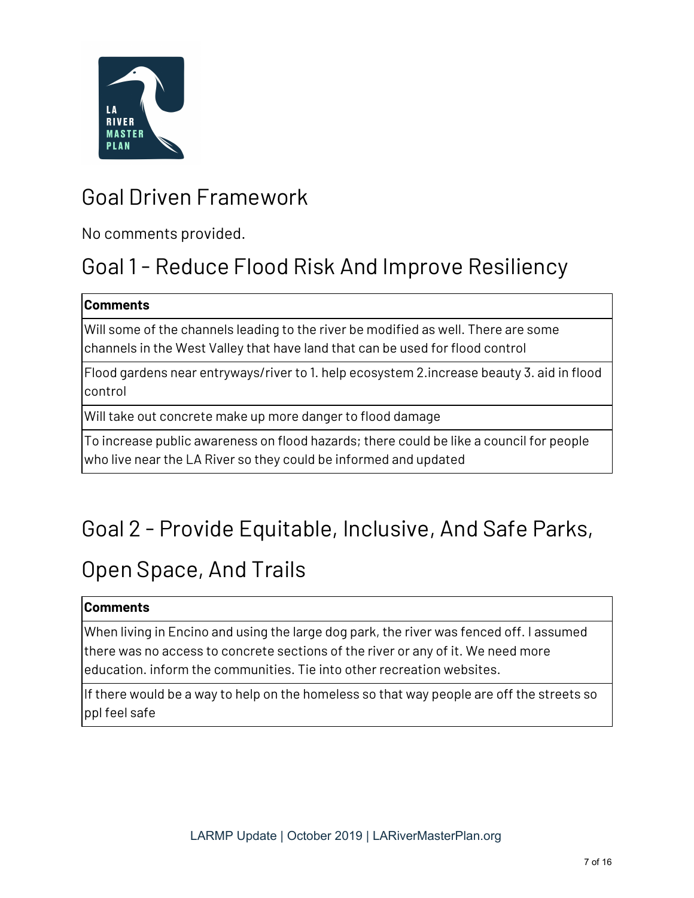# Goal Driven Framework

No comments provided.

# Goal 1 - Reduce Flood Risk And Improve Resiliency

| Comments |
| --- |
| Will some of the channels leading to the river be modified as well. There are some channels in the West Valley that have land that can be used for flood control |
| Flood gardens near entryways/river to 1. help ecosystem 2.increase beauty 3. aid in flood control |
| Will take out concrete make up more danger to flood damage |
| To increase public awareness on flood hazards; there could be like a council for people who live near the LA River so they could be informed and updated |

# Goal 2 - Provide Equitable, Inclusive, And Safe Parks, Open Space, And Trails

| Comments |
| --- |
| When living in Encino and using the large dog park, the river was fenced off. I assumed there was no access to concrete sections of the river or any of it. We need more education. inform the communities. Tie into other recreation websites. |
| If there would be a way to help on the homeless so that way people are off the streets so ppl feel safe |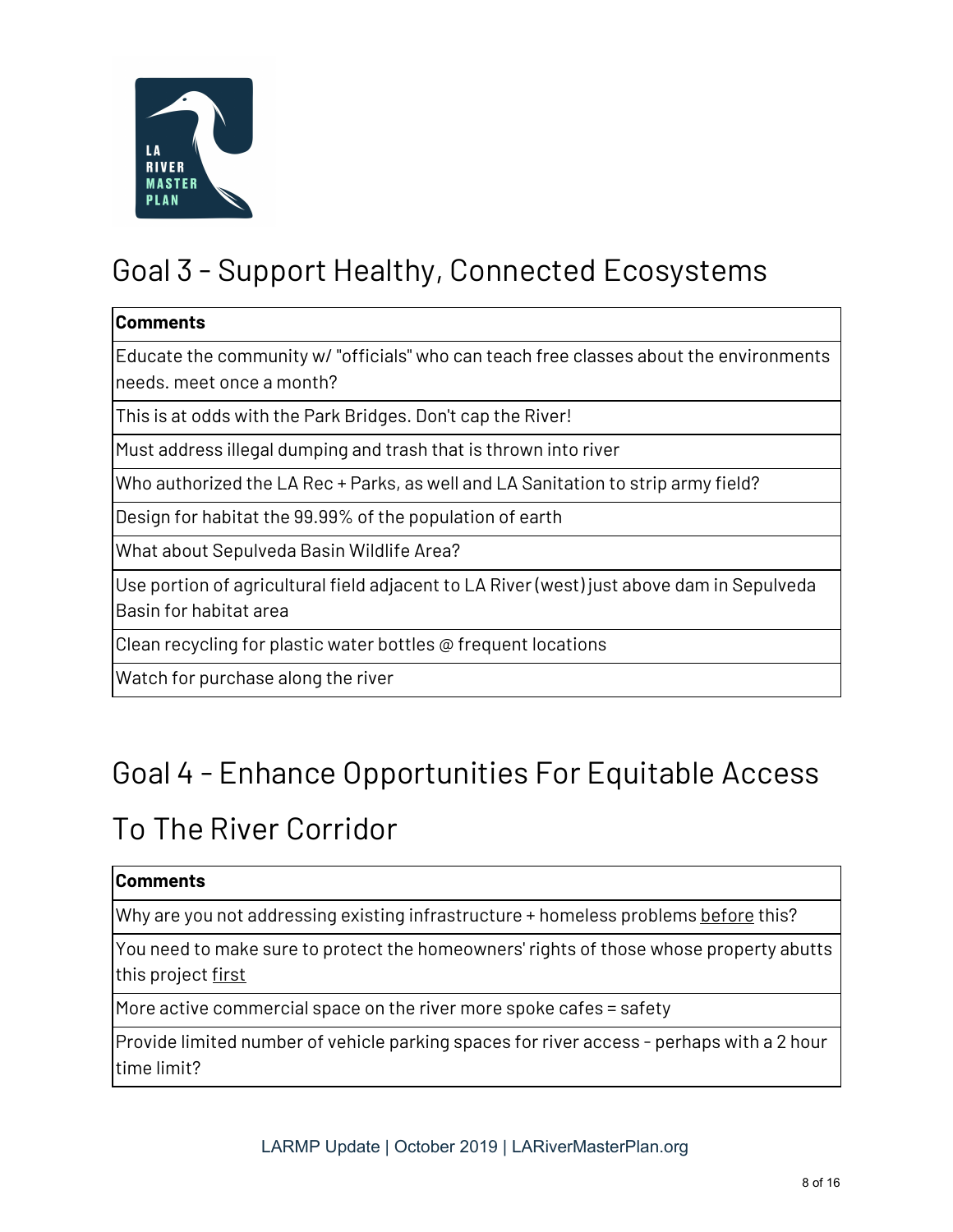## Goal 3 - Support Healthy, Connected Ecosystems

| **Comments** |
| --- |
| Educate the community w/ "officials" who can teach free classes about the environments needs. meet once a month? |
| This is at odds with the Park Bridges. Don't cap the River! |
| Must address illegal dumping and trash that is thrown into river |
| Who authorized the LA Rec + Parks, as well and LA Sanitation to strip army field? |
| Design for habitat the 99.99% of the population of earth |
| What about Sepulveda Basin Wildlife Area? |
| Use portion of agricultural field adjacent to LA River (west) just above dam in Sepulveda Basin for habitat area |
| Clean recycling for plastic water bottles @ frequent locations |
| Watch for purchase along the river |

## Goal 4 - Enhance Opportunities For Equitable Access To The River Corridor

| **Comments** |
| --- |
| Why are you not addressing existing infrastructure + homeless problems <u>before</u> this? |
| You need to make sure to protect the homeowners' rights of those whose property abutts this project <u>first</u> |
| More active commercial space on the river more spoke cafes = safety |
| Provide limited number of vehicle parking spaces for river access - perhaps with a 2 hour time limit? |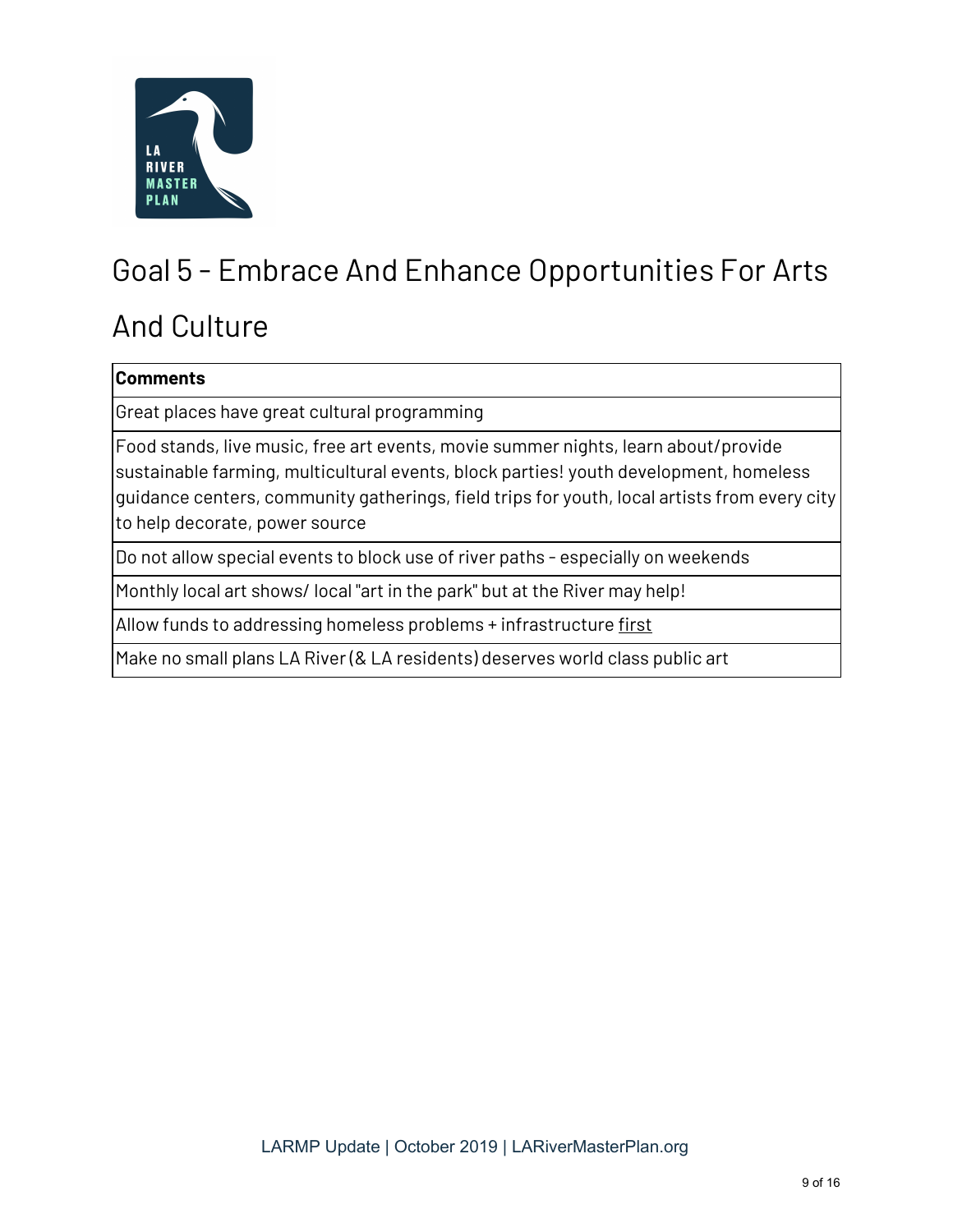# Goal 5 - Embrace And Enhance Opportunities For Arts And Culture

| Comments |
| --- |
| Great places have great cultural programming |
| Food stands, live music, free art events, movie summer nights, learn about/provide sustainable farming, multicultural events, block parties! youth development, homeless guidance centers, community gatherings, field trips for youth, local artists from every city to help decorate, power source |
| Do not allow special events to block use of river paths - especially on weekends |
| Monthly local art shows/ local "art in the park" but at the River may help! |
| Allow funds to addressing homeless problems + infrastructure first |
| Make no small plans LA River (& LA residents) deserves world class public art |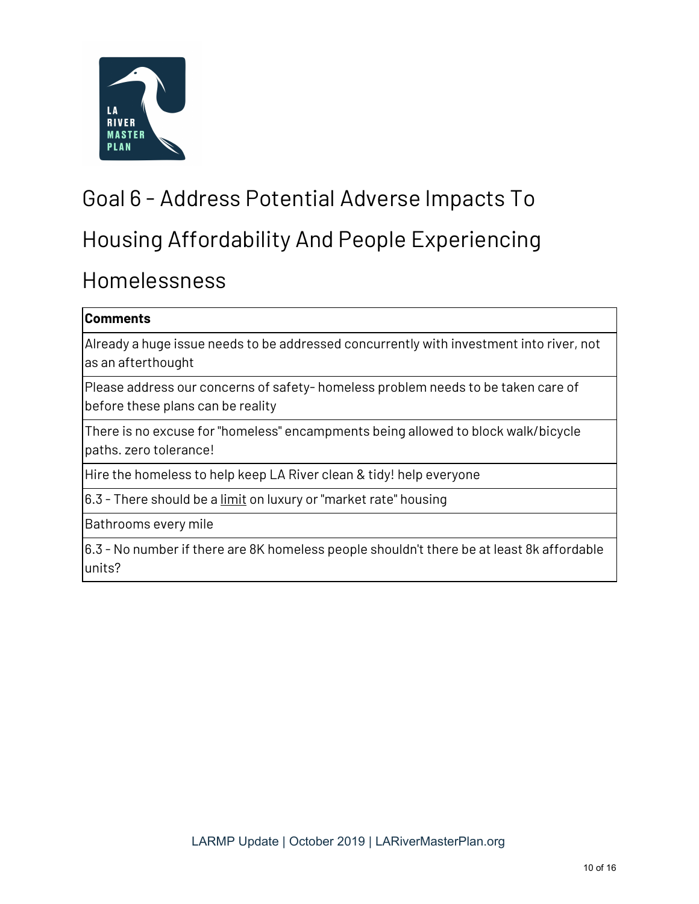# Goal 6 - Address Potential Adverse Impacts To Housing Affordability And People Experiencing Homelessness

| **Comments** |
| --- |
| Already a huge issue needs to be addressed concurrently with investment into river, not as an afterthought |
| Please address our concerns of safety- homeless problem needs to be taken care of before these plans can be reality |
| There is no excuse for "homeless" encampments being allowed to block walk/bicycle paths. zero tolerance! |
| Hire the homeless to help keep LA River clean & tidy! help everyone |
| 6.3 - There should be a <u>limit</u> on luxury or "market rate" housing |
| Bathrooms every mile |
| 6.3 - No number if there are 8K homeless people shouldn't there be at least 8k affordable units? |

LARMP Update | October 2019 | LARiverMasterPlan.org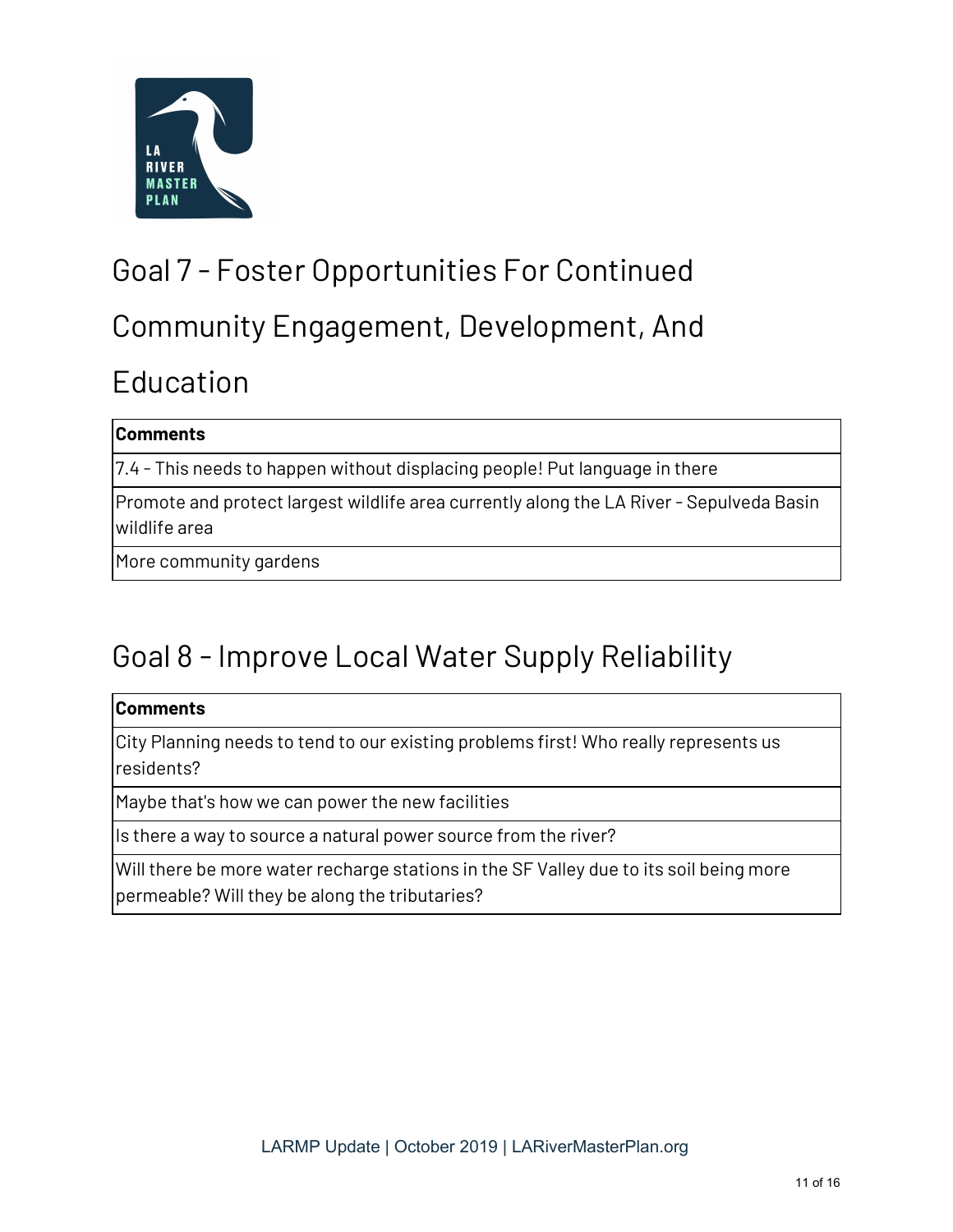## Goal 7 - Foster Opportunities For Continued Community Engagement, Development, And Education

| Comments |
| --- |
| 7.4 - This needs to happen without displacing people! Put language in there |
| Promote and protect largest wildlife area currently along the LA River - Sepulveda Basin wildlife area |
| More community gardens |

## Goal 8 - Improve Local Water Supply Reliability

| Comments |
| --- |
| City Planning needs to tend to our existing problems first! Who really represents us residents? |
| Maybe that's how we can power the new facilities |
| Is there a way to source a natural power source from the river? |
| Will there be more water recharge stations in the SF Valley due to its soil being more permeable? Will they be along the tributaries? |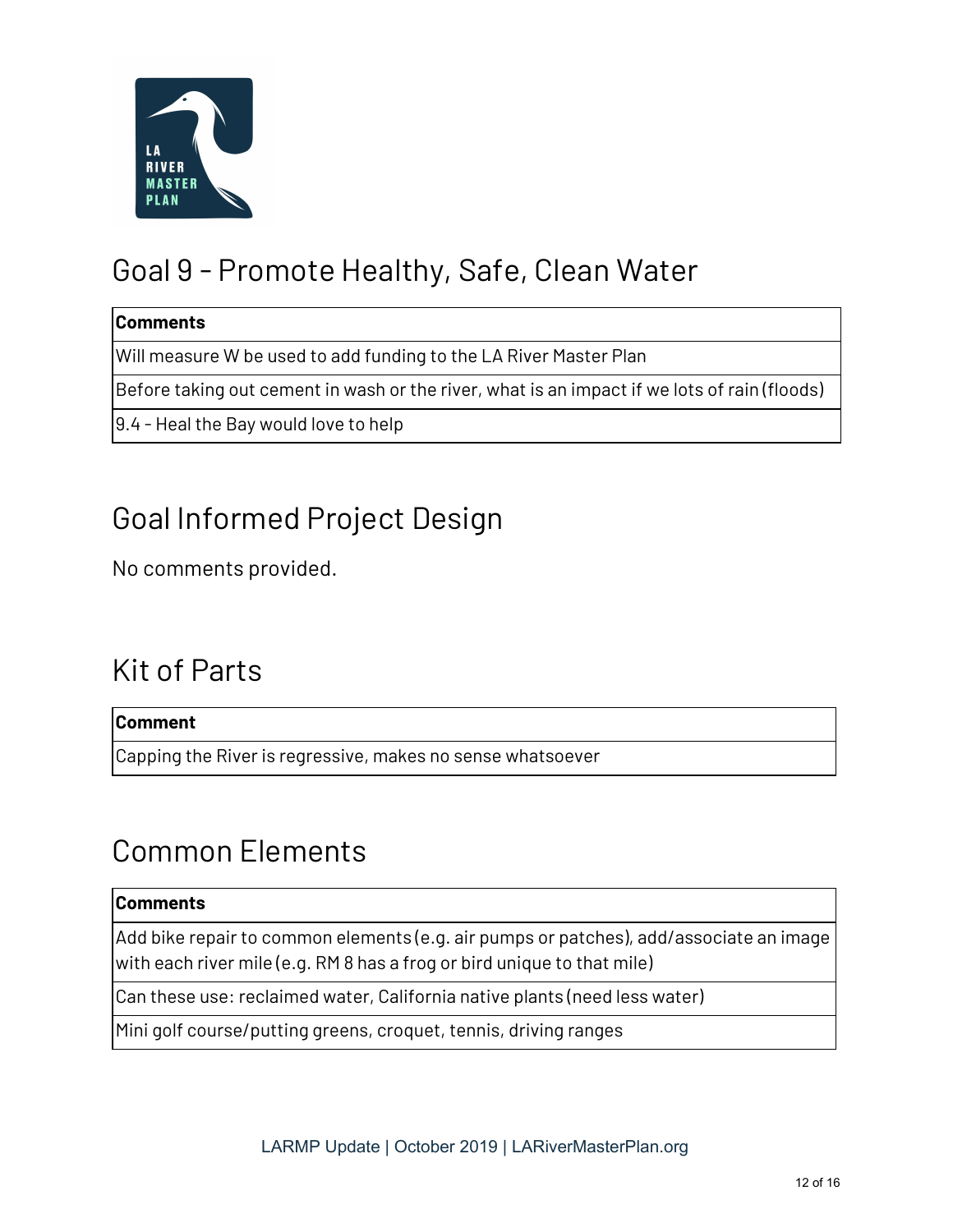## Goal 9 – Promote Healthy, Safe, Clean Water

| Comments |
| --- |
| Will measure W be used to add funding to the LA River Master Plan |
| Before taking out cement in wash or the river, what is an impact if we lots of rain (floods) |
| 9.4 – Heal the Bay would love to help |

## Goal Informed Project Design

No comments provided.

## Kit of Parts

| Comment |
| --- |
| Capping the River is regressive, makes no sense whatsoever |

## Common Elements

| Comments |
| --- |
| Add bike repair to common elements (e.g. air pumps or patches), add/associate an image with each river mile (e.g. RM 8 has a frog or bird unique to that mile) |
| Can these use: reclaimed water, California native plants (need less water) |
| Mini golf course/putting greens, croquet, tennis, driving ranges |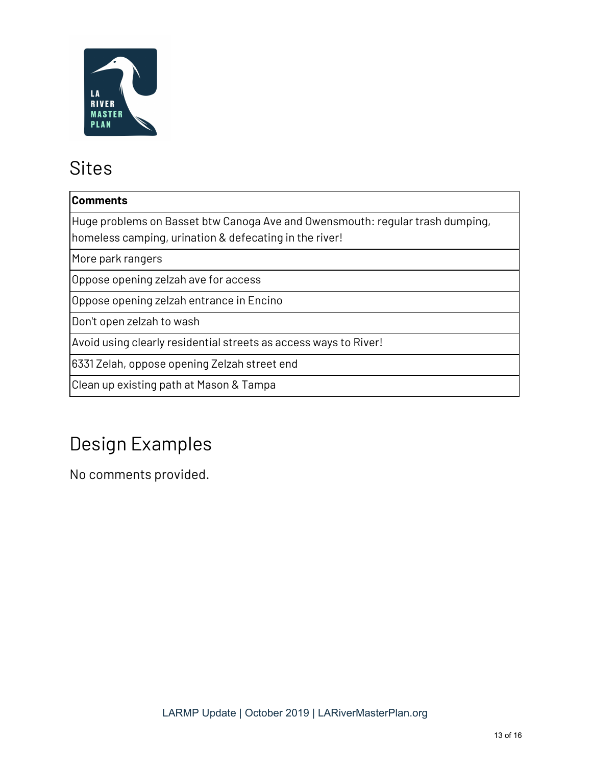## Sites

| Comments |
|---|
| Huge problems on Basset btw Canoga Ave and Owensmouth: regular trash dumping, homeless camping, urination & defecating in the river! |
| More park rangers |
| Oppose opening zelzah ave for access |
| Oppose opening zelzah entrance in Encino |
| Don't open zelzah to wash |
| Avoid using clearly residential streets as access ways to River! |
| 6331 Zelah, oppose opening Zelzah street end |
| Clean up existing path at Mason & Tampa |

## Design Examples

No comments provided.

LARMP Update | October 2019 | LARiverMasterPlan.org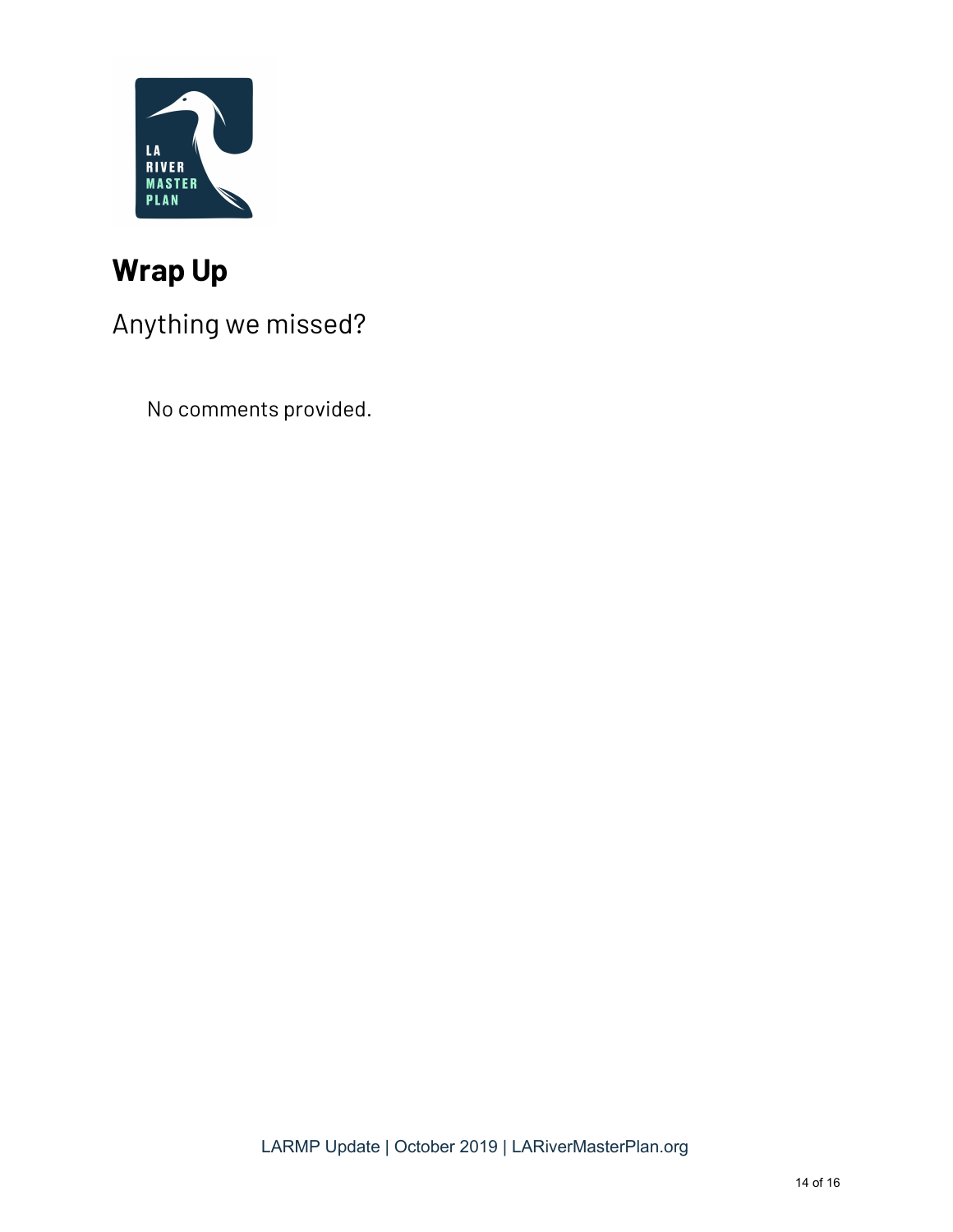## Wrap Up

Anything we missed?

No comments provided.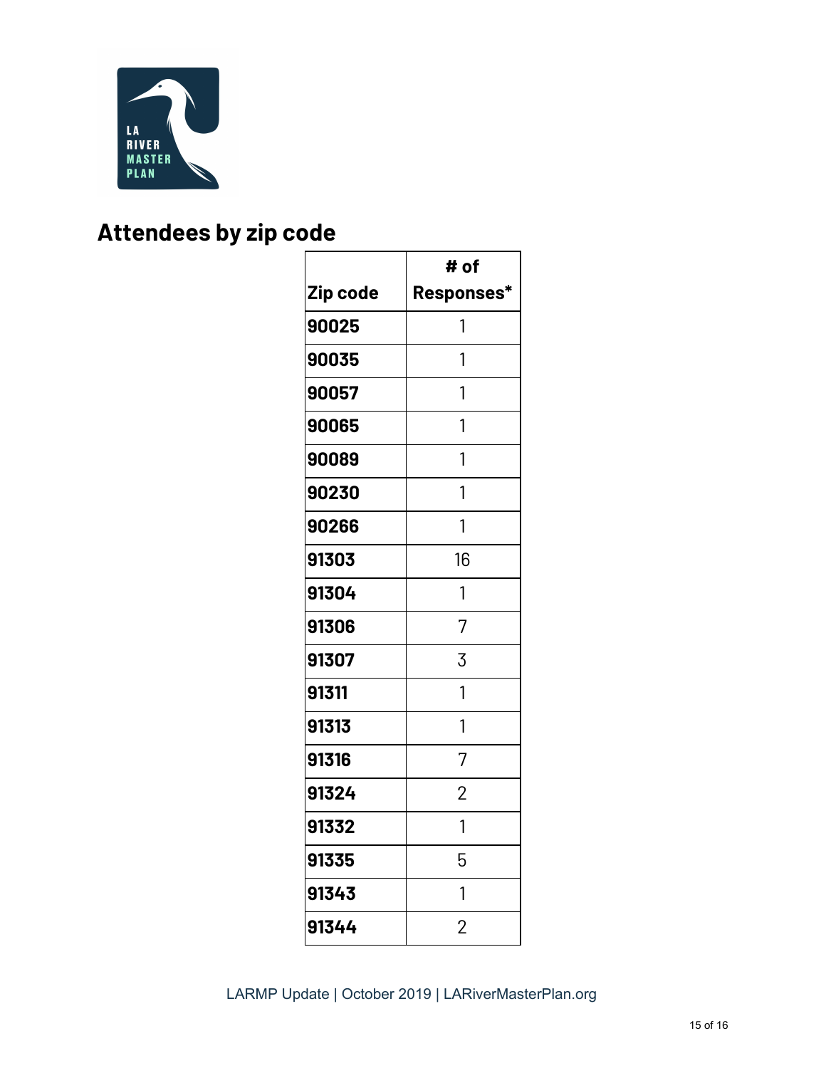## Attendees by zip code

| Zip code | # of Responses* |
|---|---|
| 90025 | 1 |
| 90035 | 1 |
| 90057 | 1 |
| 90065 | 1 |
| 90089 | 1 |
| 90230 | 1 |
| 90266 | 1 |
| 91303 | 16 |
| 91304 | 1 |
| 91306 | 7 |
| 91307 | 3 |
| 91311 | 1 |
| 91313 | 1 |
| 91316 | 7 |
| 91324 | 2 |
| 91332 | 1 |
| 91335 | 5 |
| 91343 | 1 |
| 91344 | 2 |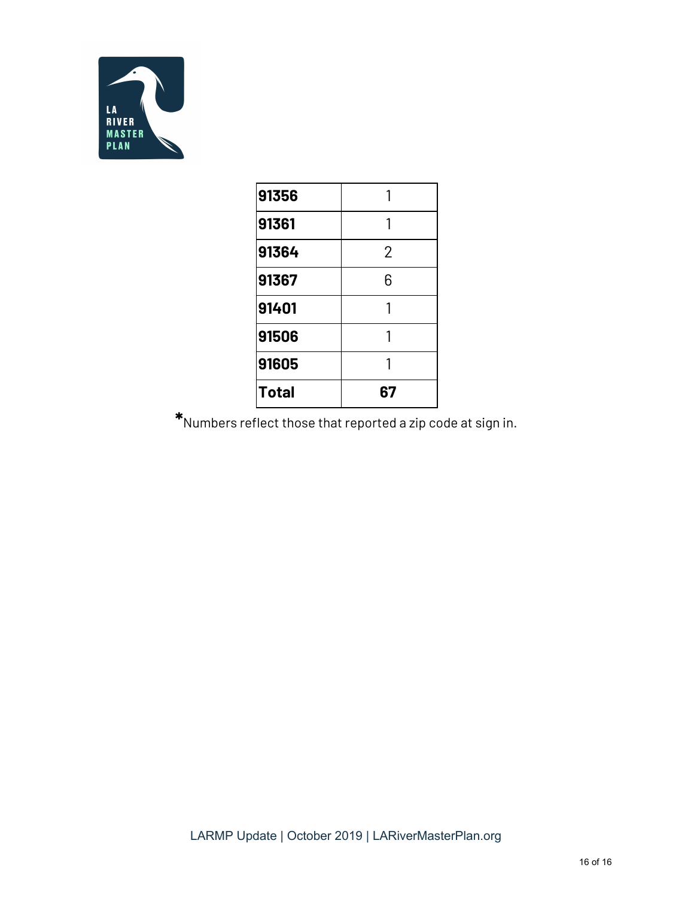| | |
|---|---|
| **91356** | 1 |
| **91361** | 1 |
| **91364** | 2 |
| **91367** | 6 |
| **91401** | 1 |
| **91506** | 1 |
| **91605** | 1 |
| **Total** | **67** |

*Numbers reflect those that reported a zip code at sign in.